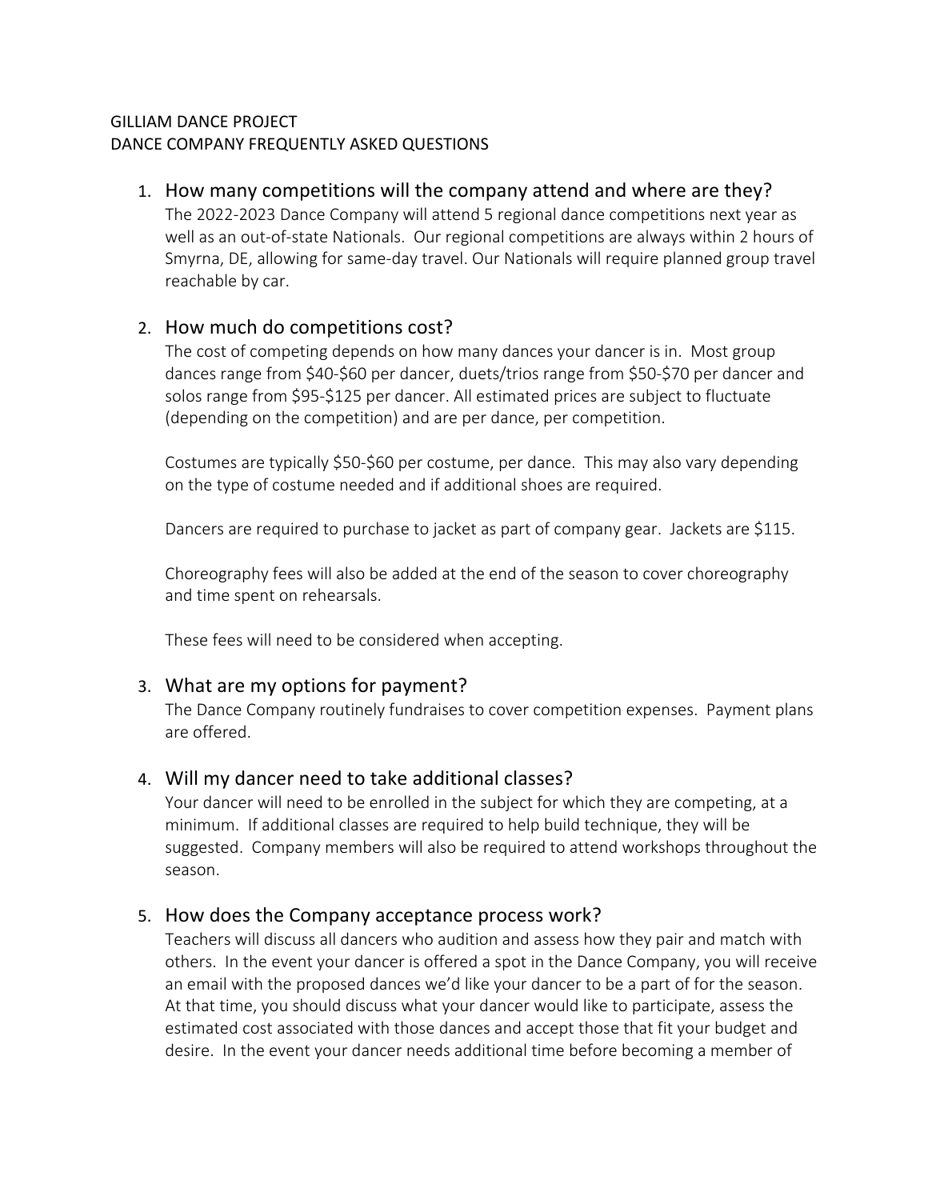GILLIAM DANCE PROJECT
DANCE COMPANY FREQUENTLY ASKED QUESTIONS

1. How many competitions will the company attend and where are they?
   The 2022-2023 Dance Company will attend 5 regional dance competitions next year as well as an out-of-state Nationals. Our regional competitions are always within 2 hours of Smyrna, DE, allowing for same-day travel. Our Nationals will require planned group travel reachable by car.

2. How much do competitions cost?
   The cost of competing depends on how many dances your dancer is in. Most group dances range from $40-$60 per dancer, duets/trios range from $50-$70 per dancer and solos range from $95-$125 per dancer. All estimated prices are subject to fluctuate (depending on the competition) and are per dance, per competition.

   Costumes are typically $50-$60 per costume, per dance. This may also vary depending on the type of costume needed and if additional shoes are required.

   Dancers are required to purchase to jacket as part of company gear. Jackets are $115.

   Choreography fees will also be added at the end of the season to cover choreography and time spent on rehearsals.

   These fees will need to be considered when accepting.

3. What are my options for payment?
   The Dance Company routinely fundraises to cover competition expenses. Payment plans are offered.

4. Will my dancer need to take additional classes?
   Your dancer will need to be enrolled in the subject for which they are competing, at a minimum. If additional classes are required to help build technique, they will be suggested. Company members will also be required to attend workshops throughout the season.

5. How does the Company acceptance process work?
   Teachers will discuss all dancers who audition and assess how they pair and match with others. In the event your dancer is offered a spot in the Dance Company, you will receive an email with the proposed dances we'd like your dancer to be a part of for the season. At that time, you should discuss what your dancer would like to participate, assess the estimated cost associated with those dances and accept those that fit your budget and desire. In the event your dancer needs additional time before becoming a member of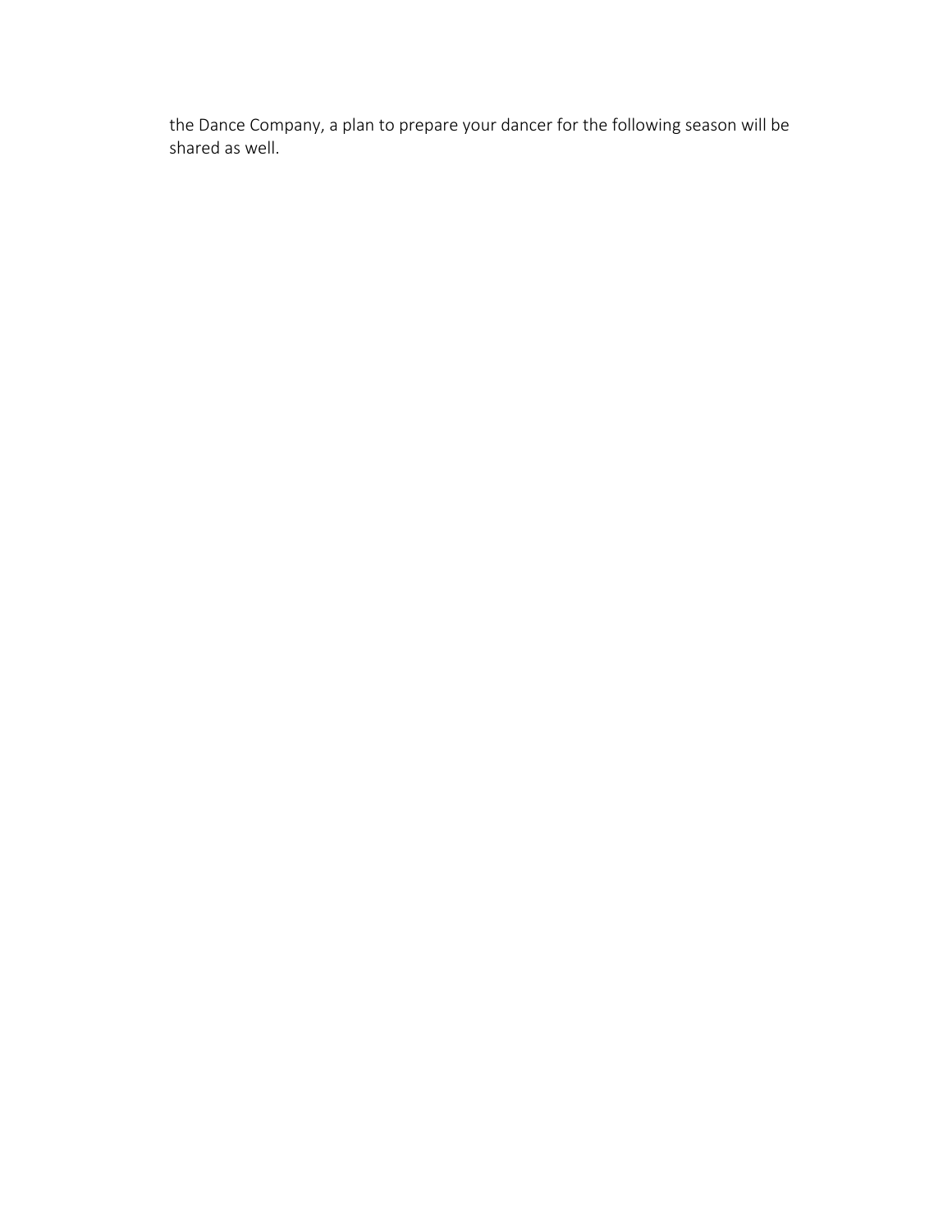the Dance Company, a plan to prepare your dancer for the following season will be shared as well.